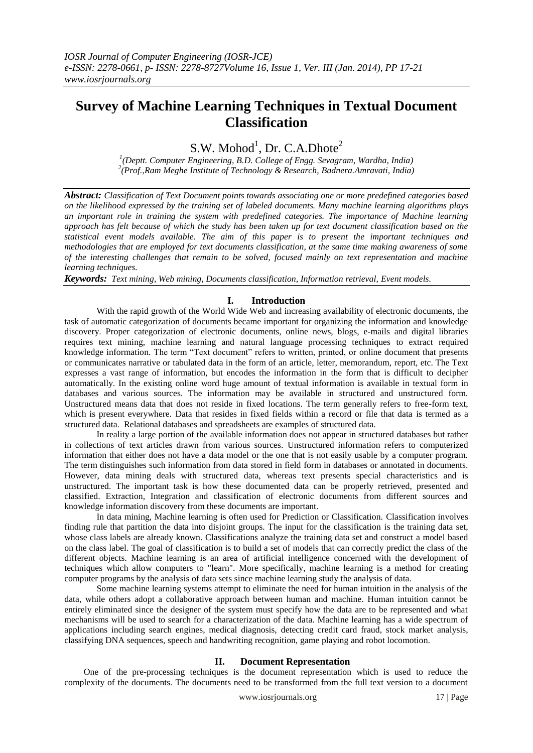# Survey of Machine Learning Techniques in Textual Document Classification

S.W. Mohod[1], Dr. C.A.Dhote[2]

[1](Deptt. Computer Engineering, B.D. College of Engg. Sevagram, Wardha, India)
[2](Prof.,Ram Meghe Institute of Technology & Research, Badnera.Amravati, India)

***Abstract:*** *Classification of Text Document points towards associating one or more predefined categories based on the likelihood expressed by the training set of labeled documents. Many machine learning algorithms plays an important role in training the system with predefined categories. The importance of Machine learning approach has felt because of which the study has been taken up for text document classification based on the statistical event models available. The aim of this paper is to present the important techniques and methodologies that are employed for text documents classification, at the same time making awareness of some of the interesting challenges that remain to be solved, focused mainly on text representation and machine learning techniques.*

***Keywords:*** *Text mining, Web mining, Documents classification, Information retrieval, Event models.*

## I. Introduction

With the rapid growth of the World Wide Web and increasing availability of electronic documents, the task of automatic categorization of documents became important for organizing the information and knowledge discovery. Proper categorization of electronic documents, online news, blogs, e-mails and digital libraries requires text mining, machine learning and natural language processing techniques to extract required knowledge information. The term "Text document" refers to written, printed, or online document that presents or communicates narrative or tabulated data in the form of an article, letter, memorandum, report, etc. The Text expresses a vast range of information, but encodes the information in the form that is difficult to decipher automatically. In the existing online word huge amount of textual information is available in textual form in databases and various sources. The information may be available in structured and unstructured form. Unstructured means data that does not reside in fixed locations. The term generally refers to free-form text, which is present everywhere. Data that resides in fixed fields within a record or file that data is termed as a structured data. Relational databases and spreadsheets are examples of structured data.

In reality a large portion of the available information does not appear in structured databases but rather in collections of text articles drawn from various sources. Unstructured information refers to computerized information that either does not have a data model or the one that is not easily usable by a computer program. The term distinguishes such information from data stored in field form in databases or annotated in documents. However, data mining deals with structured data, whereas text presents special characteristics and is unstructured. The important task is how these documented data can be properly retrieved, presented and classified. Extraction, Integration and classification of electronic documents from different sources and knowledge information discovery from these documents are important.

In data mining, Machine learning is often used for Prediction or Classification. Classification involves finding rule that partition the data into disjoint groups. The input for the classification is the training data set, whose class labels are already known. Classifications analyze the training data set and construct a model based on the class label. The goal of classification is to build a set of models that can correctly predict the class of the different objects. Machine learning is an area of artificial intelligence concerned with the development of techniques which allow computers to "learn". More specifically, machine learning is a method for creating computer programs by the analysis of data sets since machine learning study the analysis of data.

Some machine learning systems attempt to eliminate the need for human intuition in the analysis of the data, while others adopt a collaborative approach between human and machine. Human intuition cannot be entirely eliminated since the designer of the system must specify how the data are to be represented and what mechanisms will be used to search for a characterization of the data. Machine learning has a wide spectrum of applications including search engines, medical diagnosis, detecting credit card fraud, stock market analysis, classifying DNA sequences, speech and handwriting recognition, game playing and robot locomotion.

## II. Document Representation

One of the pre-processing techniques is the document representation which is used to reduce the complexity of the documents. The documents need to be transformed from the full text version to a document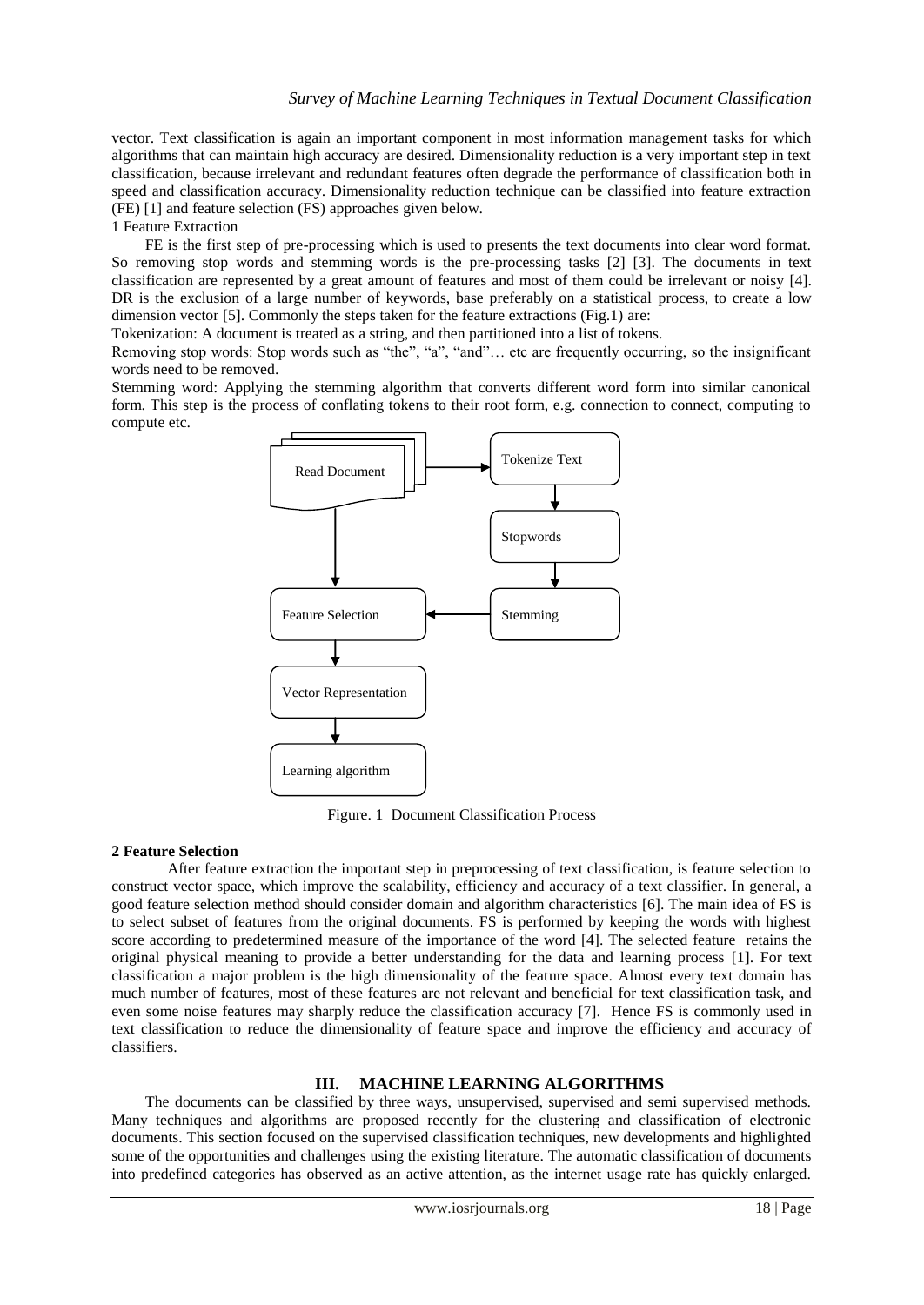vector. Text classification is again an important component in most information management tasks for which algorithms that can maintain high accuracy are desired. Dimensionality reduction is a very important step in text classification, because irrelevant and redundant features often degrade the performance of classification both in speed and classification accuracy. Dimensionality reduction technique can be classified into feature extraction (FE) [1] and feature selection (FS) approaches given below.

1 Feature Extraction

FE is the first step of pre-processing which is used to presents the text documents into clear word format. So removing stop words and stemming words is the pre-processing tasks [2] [3]. The documents in text classification are represented by a great amount of features and most of them could be irrelevant or noisy [4]. DR is the exclusion of a large number of keywords, base preferably on a statistical process, to create a low dimension vector [5]. Commonly the steps taken for the feature extractions (Fig.1) are:

Tokenization: A document is treated as a string, and then partitioned into a list of tokens.

Removing stop words: Stop words such as "the", "a", "and"… etc are frequently occurring, so the insignificant words need to be removed.

Stemming word: Applying the stemming algorithm that converts different word form into similar canonical form. This step is the process of conflating tokens to their root form, e.g. connection to connect, computing to compute etc.

Read Document → Tokenize Text → Stopwords → Stemming → Feature Selection → Vector Representation → Learning algorithm

Figure. 1 Document Classification Process

**2 Feature Selection**

After feature extraction the important step in preprocessing of text classification, is feature selection to construct vector space, which improve the scalability, efficiency and accuracy of a text classifier. In general, a good feature selection method should consider domain and algorithm characteristics [6]. The main idea of FS is to select subset of features from the original documents. FS is performed by keeping the words with highest score according to predetermined measure of the importance of the word [4]. The selected feature retains the original physical meaning to provide a better understanding for the data and learning process [1]. For text classification a major problem is the high dimensionality of the feature space. Almost every text domain has much number of features, most of these features are not relevant and beneficial for text classification task, and even some noise features may sharply reduce the classification accuracy [7]. Hence FS is commonly used in text classification to reduce the dimensionality of feature space and improve the efficiency and accuracy of classifiers.

## III. MACHINE LEARNING ALGORITHMS

The documents can be classified by three ways, unsupervised, supervised and semi supervised methods. Many techniques and algorithms are proposed recently for the clustering and classification of electronic documents. This section focused on the supervised classification techniques, new developments and highlighted some of the opportunities and challenges using the existing literature. The automatic classification of documents into predefined categories has observed as an active attention, as the internet usage rate has quickly enlarged.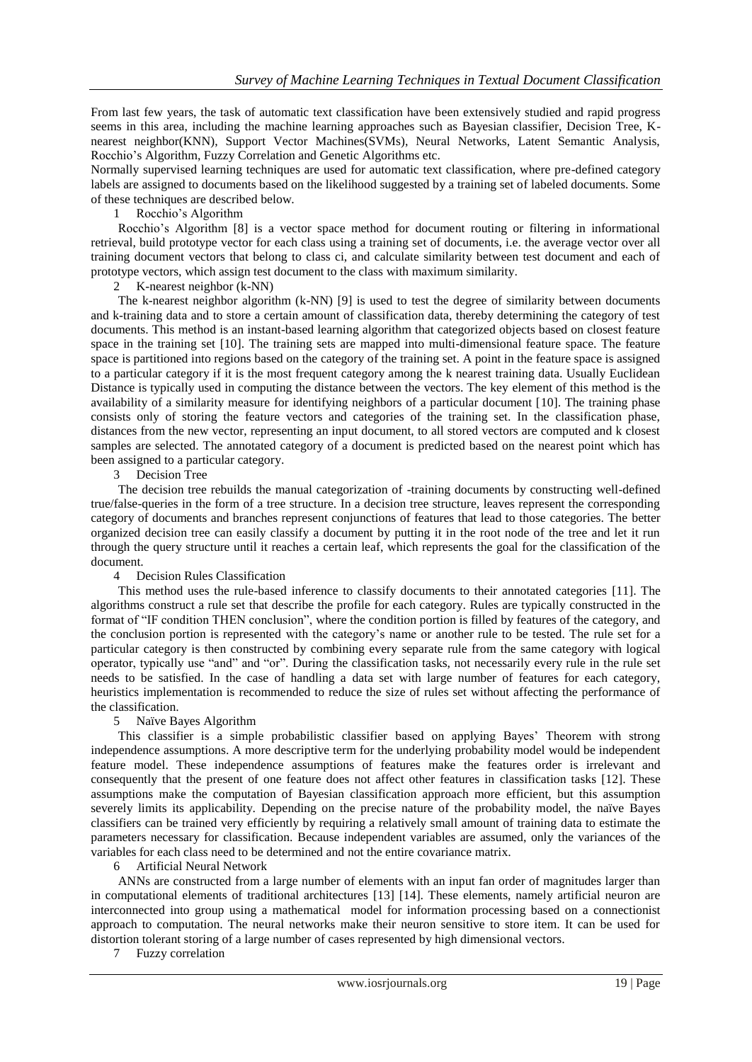From last few years, the task of automatic text classification have been extensively studied and rapid progress seems in this area, including the machine learning approaches such as Bayesian classifier, Decision Tree, K-nearest neighbor(KNN), Support Vector Machines(SVMs), Neural Networks, Latent Semantic Analysis, Rocchio's Algorithm, Fuzzy Correlation and Genetic Algorithms etc.

Normally supervised learning techniques are used for automatic text classification, where pre-defined category labels are assigned to documents based on the likelihood suggested by a training set of labeled documents. Some of these techniques are described below.

### 1 Rocchio's Algorithm

Rocchio's Algorithm [8] is a vector space method for document routing or filtering in informational retrieval, build prototype vector for each class using a training set of documents, i.e. the average vector over all training document vectors that belong to class ci, and calculate similarity between test document and each of prototype vectors, which assign test document to the class with maximum similarity.

### 2 K-nearest neighbor (k-NN)

The k-nearest neighbor algorithm (k-NN) [9] is used to test the degree of similarity between documents and k-training data and to store a certain amount of classification data, thereby determining the category of test documents. This method is an instant-based learning algorithm that categorized objects based on closest feature space in the training set [10]. The training sets are mapped into multi-dimensional feature space. The feature space is partitioned into regions based on the category of the training set. A point in the feature space is assigned to a particular category if it is the most frequent category among the k nearest training data. Usually Euclidean Distance is typically used in computing the distance between the vectors. The key element of this method is the availability of a similarity measure for identifying neighbors of a particular document [10]. The training phase consists only of storing the feature vectors and categories of the training set. In the classification phase, distances from the new vector, representing an input document, to all stored vectors are computed and k closest samples are selected. The annotated category of a document is predicted based on the nearest point which has been assigned to a particular category.

### 3 Decision Tree

The decision tree rebuilds the manual categorization of -training documents by constructing well-defined true/false-queries in the form of a tree structure. In a decision tree structure, leaves represent the corresponding category of documents and branches represent conjunctions of features that lead to those categories. The better organized decision tree can easily classify a document by putting it in the root node of the tree and let it run through the query structure until it reaches a certain leaf, which represents the goal for the classification of the document.

### 4 Decision Rules Classification

This method uses the rule-based inference to classify documents to their annotated categories [11]. The algorithms construct a rule set that describe the profile for each category. Rules are typically constructed in the format of "IF condition THEN conclusion", where the condition portion is filled by features of the category, and the conclusion portion is represented with the category's name or another rule to be tested. The rule set for a particular category is then constructed by combining every separate rule from the same category with logical operator, typically use "and" and "or". During the classification tasks, not necessarily every rule in the rule set needs to be satisfied. In the case of handling a data set with large number of features for each category, heuristics implementation is recommended to reduce the size of rules set without affecting the performance of the classification.

### 5 Naïve Bayes Algorithm

This classifier is a simple probabilistic classifier based on applying Bayes' Theorem with strong independence assumptions. A more descriptive term for the underlying probability model would be independent feature model. These independence assumptions of features make the features order is irrelevant and consequently that the present of one feature does not affect other features in classification tasks [12]. These assumptions make the computation of Bayesian classification approach more efficient, but this assumption severely limits its applicability. Depending on the precise nature of the probability model, the naïve Bayes classifiers can be trained very efficiently by requiring a relatively small amount of training data to estimate the parameters necessary for classification. Because independent variables are assumed, only the variances of the variables for each class need to be determined and not the entire covariance matrix.

### 6 Artificial Neural Network

ANNs are constructed from a large number of elements with an input fan order of magnitudes larger than in computational elements of traditional architectures [13] [14]. These elements, namely artificial neuron are interconnected into group using a mathematical model for information processing based on a connectionist approach to computation. The neural networks make their neuron sensitive to store item. It can be used for distortion tolerant storing of a large number of cases represented by high dimensional vectors.

### 7 Fuzzy correlation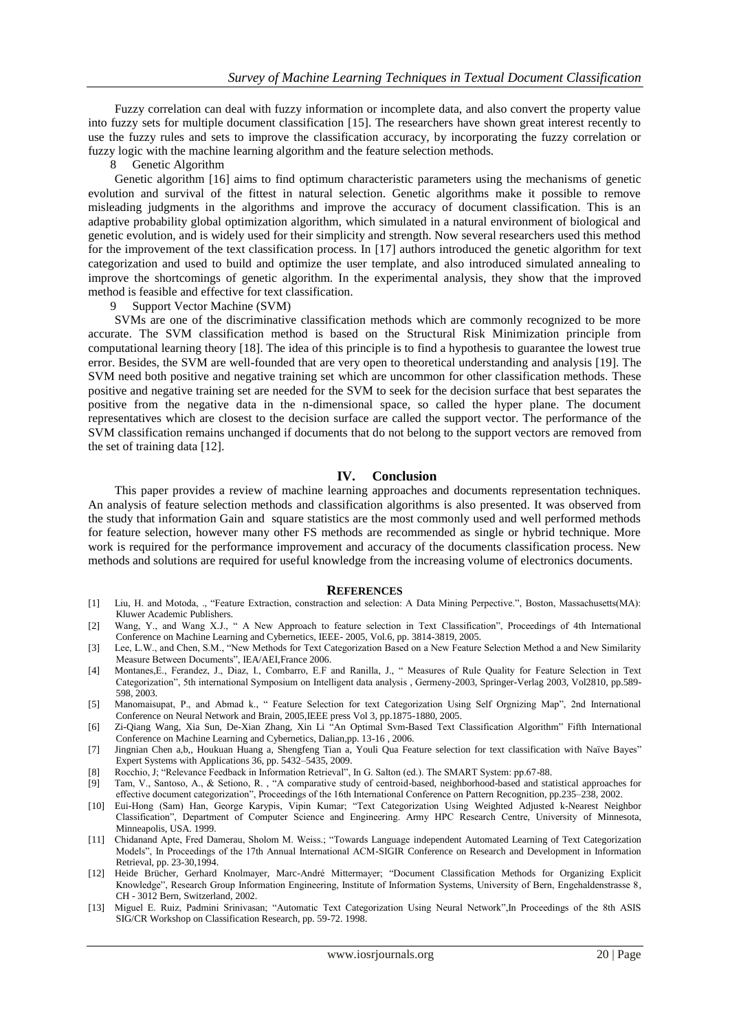Fuzzy correlation can deal with fuzzy information or incomplete data, and also convert the property value into fuzzy sets for multiple document classification [15]. The researchers have shown great interest recently to use the fuzzy rules and sets to improve the classification accuracy, by incorporating the fuzzy correlation or fuzzy logic with the machine learning algorithm and the feature selection methods.

8 Genetic Algorithm

Genetic algorithm [16] aims to find optimum characteristic parameters using the mechanisms of genetic evolution and survival of the fittest in natural selection. Genetic algorithms make it possible to remove misleading judgments in the algorithms and improve the accuracy of document classification. This is an adaptive probability global optimization algorithm, which simulated in a natural environment of biological and genetic evolution, and is widely used for their simplicity and strength. Now several researchers used this method for the improvement of the text classification process. In [17] authors introduced the genetic algorithm for text categorization and used to build and optimize the user template, and also introduced simulated annealing to improve the shortcomings of genetic algorithm. In the experimental analysis, they show that the improved method is feasible and effective for text classification.

9 Support Vector Machine (SVM)

SVMs are one of the discriminative classification methods which are commonly recognized to be more accurate. The SVM classification method is based on the Structural Risk Minimization principle from computational learning theory [18]. The idea of this principle is to find a hypothesis to guarantee the lowest true error. Besides, the SVM are well-founded that are very open to theoretical understanding and analysis [19]. The SVM need both positive and negative training set which are uncommon for other classification methods. These positive and negative training set are needed for the SVM to seek for the decision surface that best separates the positive from the negative data in the n-dimensional space, so called the hyper plane. The document representatives which are closest to the decision surface are called the support vector. The performance of the SVM classification remains unchanged if documents that do not belong to the support vectors are removed from the set of training data [12].

## IV. Conclusion

This paper provides a review of machine learning approaches and documents representation techniques. An analysis of feature selection methods and classification algorithms is also presented. It was observed from the study that information Gain and square statistics are the most commonly used and well performed methods for feature selection, however many other FS methods are recommended as single or hybrid technique. More work is required for the performance improvement and accuracy of the documents classification process. New methods and solutions are required for useful knowledge from the increasing volume of electronics documents.

## References

[1] Liu, H. and Motoda, ., "Feature Extraction, constraction and selection: A Data Mining Perpective.", Boston, Massachusetts(MA): Kluwer Academic Publishers.

[2] Wang, Y., and Wang X.J., " A New Approach to feature selection in Text Classification", Proceedings of 4th International Conference on Machine Learning and Cybernetics, IEEE- 2005, Vol.6, pp. 3814-3819, 2005.

[3] Lee, L.W., and Chen, S.M., "New Methods for Text Categorization Based on a New Feature Selection Method a and New Similarity Measure Between Documents", IEA/AEI,France 2006.

[4] Montanes,E., Ferandez, J., Diaz, I., Combarro, E.F and Ranilla, J., " Measures of Rule Quality for Feature Selection in Text Categorization", 5th international Symposium on Intelligent data analysis , Germeny-2003, Springer-Verlag 2003, Vol2810, pp.589-598, 2003.

[5] Manomaisupat, P., and Abmad k., " Feature Selection for text Categorization Using Self Orgnizing Map", 2nd International Conference on Neural Network and Brain, 2005,IEEE press Vol 3, pp.1875-1880, 2005.

[6] Zi-Qiang Wang, Xia Sun, De-Xian Zhang, Xin Li "An Optimal Svm-Based Text Classification Algorithm" Fifth International Conference on Machine Learning and Cybernetics, Dalian,pp. 13-16 , 2006.

[7] Jingnian Chen a,b,, Houkuan Huang a, Shengfeng Tian a, Youli Qua Feature selection for text classification with Naïve Bayes" Expert Systems with Applications 36, pp. 5432–5435, 2009.

[8] Rocchio, J; "Relevance Feedback in Information Retrieval", In G. Salton (ed.). The SMART System: pp.67-88.

[9] Tam, V., Santoso, A., & Setiono, R. , "A comparative study of centroid-based, neighborhood-based and statistical approaches for effective document categorization", Proceedings of the 16th International Conference on Pattern Recognition, pp.235–238, 2002.

[10] Eui-Hong (Sam) Han, George Karypis, Vipin Kumar; "Text Categorization Using Weighted Adjusted k-Nearest Neighbor Classification", Department of Computer Science and Engineering. Army HPC Research Centre, University of Minnesota, Minneapolis, USA. 1999.

[11] Chidanand Apte, Fred Damerau, Sholom M. Weiss.; "Towards Language independent Automated Learning of Text Categorization Models", In Proceedings of the 17th Annual International ACM-SIGIR Conference on Research and Development in Information Retrieval, pp. 23-30,1994.

[12] Heide Brücher, Gerhard Knolmayer, Marc-André Mittermayer; "Document Classification Methods for Organizing Explicit Knowledge", Research Group Information Engineering, Institute of Information Systems, University of Bern, Engehaldenstrasse 8, CH - 3012 Bern, Switzerland, 2002.

[13] Miguel E. Ruiz, Padmini Srinivasan; "Automatic Text Categorization Using Neural Network",In Proceedings of the 8th ASIS SIG/CR Workshop on Classification Research, pp. 59-72. 1998.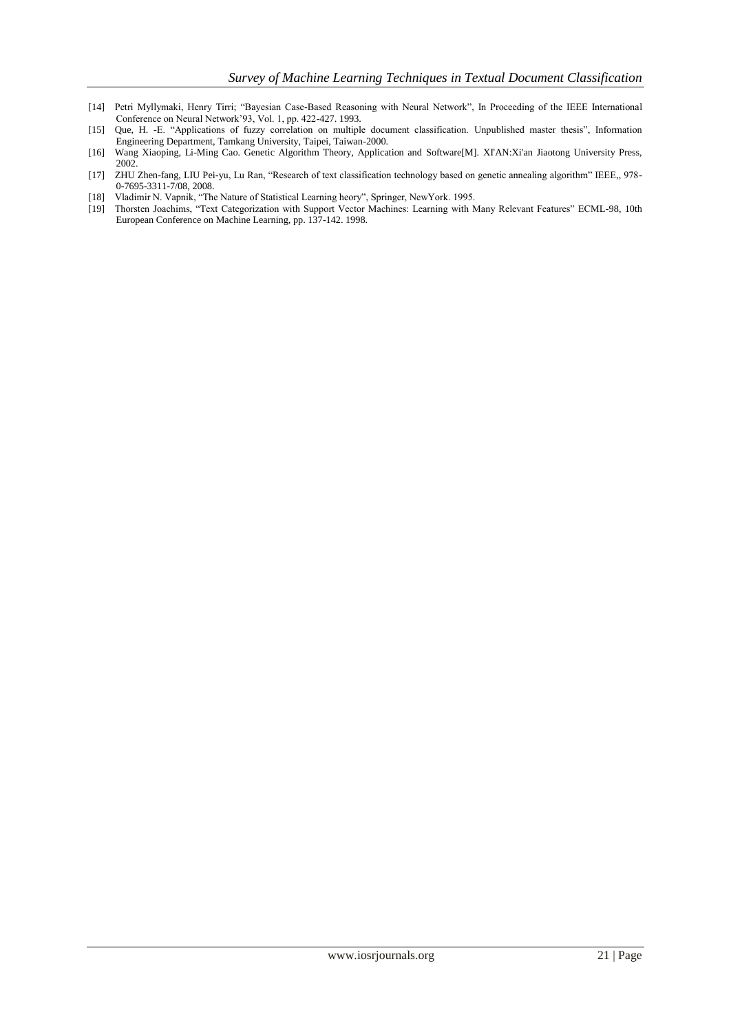[14] Petri Myllymaki, Henry Tirri; "Bayesian Case-Based Reasoning with Neural Network", In Proceeding of the IEEE International Conference on Neural Network'93, Vol. 1, pp. 422-427. 1993.

[15] Que, H. -E. "Applications of fuzzy correlation on multiple document classification. Unpublished master thesis", Information Engineering Department, Tamkang University, Taipei, Taiwan-2000.

[16] Wang Xiaoping, Li-Ming Cao. Genetic Algorithm Theory, Application and Software[M]. XI'AN:Xi'an Jiaotong University Press, 2002.

[17] ZHU Zhen-fang, LIU Pei-yu, Lu Ran, "Research of text classification technology based on genetic annealing algorithm" IEEE,, 978-0-7695-3311-7/08, 2008.

[18] Vladimir N. Vapnik, "The Nature of Statistical Learning heory", Springer, NewYork. 1995.

[19] Thorsten Joachims, "Text Categorization with Support Vector Machines: Learning with Many Relevant Features" ECML-98, 10th European Conference on Machine Learning, pp. 137-142. 1998.